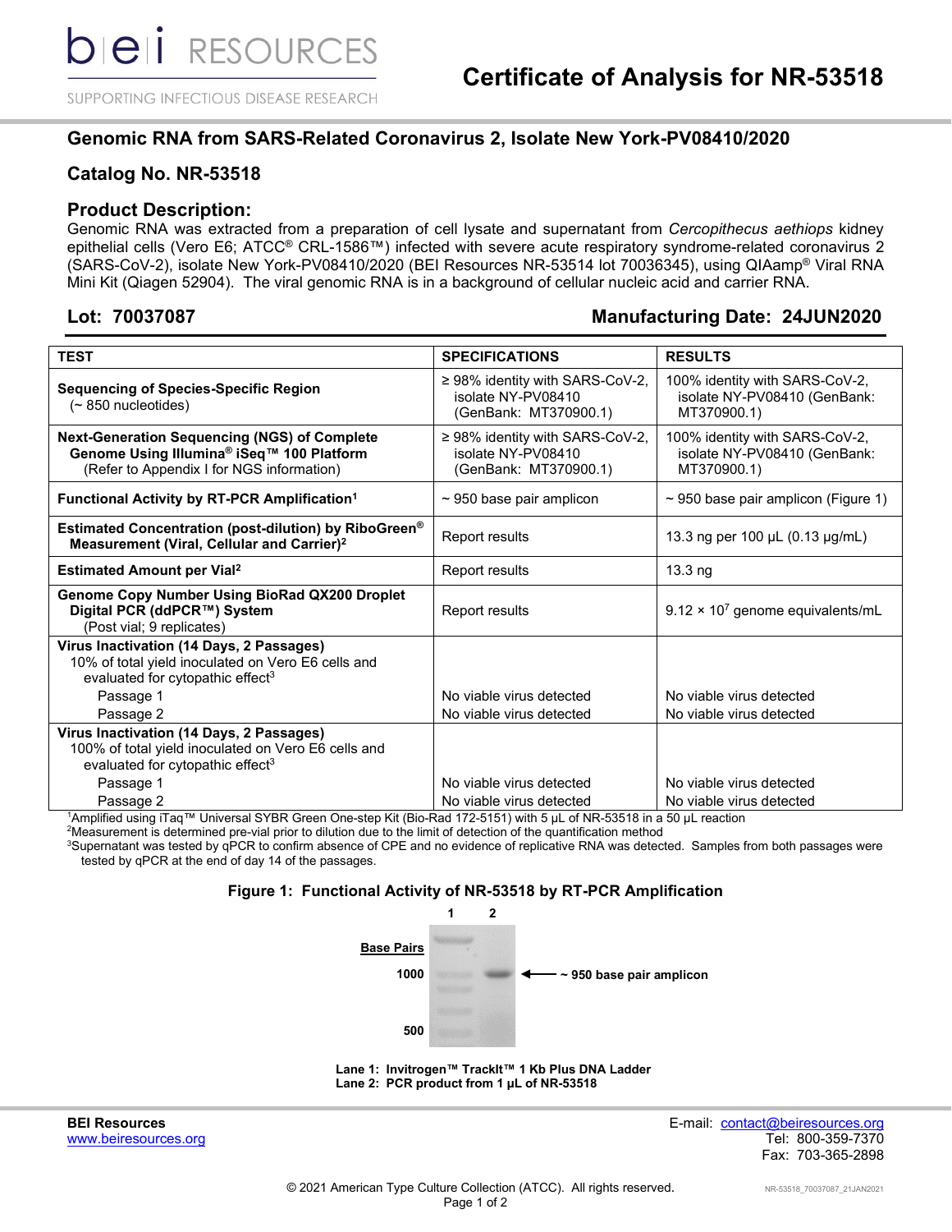bei RESOURCES

SUPPORTING INFECTIOUS DISEASE RESEARCH

# Certificate of Analysis for NR-53518

## Genomic RNA from SARS-Related Coronavirus 2, Isolate New York-PV08410/2020

## Catalog No. NR-53518

### Product Description:

Genomic RNA was extracted from a preparation of cell lysate and supernatant from *Cercopithecus aethiops* kidney epithelial cells (Vero E6; ATCC® CRL-1586™) infected with severe acute respiratory syndrome-related coronavirus 2 (SARS-CoV-2), isolate New York-PV08410/2020 (BEI Resources NR-53514 lot 70036345), using QIAamp® Viral RNA Mini Kit (Qiagen 52904). The viral genomic RNA is in a background of cellular nucleic acid and carrier RNA.

**Lot: 70037087** **Manufacturing Date: 24JUN2020**

| TEST | SPECIFICATIONS | RESULTS |
|---|---|---|
| **Sequencing of Species-Specific Region** (~ 850 nucleotides) | ≥ 98% identity with SARS-CoV-2, isolate NY-PV08410 (GenBank: MT370900.1) | 100% identity with SARS-CoV-2, isolate NY-PV08410 (GenBank: MT370900.1) |
| **Next-Generation Sequencing (NGS) of Complete Genome Using Illumina® iSeq™ 100 Platform** (Refer to Appendix I for NGS information) | ≥ 98% identity with SARS-CoV-2, isolate NY-PV08410 (GenBank: MT370900.1) | 100% identity with SARS-CoV-2, isolate NY-PV08410 (GenBank: MT370900.1) |
| **Functional Activity by RT-PCR Amplification**[1] | ~ 950 base pair amplicon | ~ 950 base pair amplicon (Figure 1) |
| **Estimated Concentration (post-dilution) by RiboGreen® Measurement (Viral, Cellular and Carrier)**[2] | Report results | 13.3 ng per 100 µL (0.13 µg/mL) |
| **Estimated Amount per Vial**[2] | Report results | 13.3 ng |
| **Genome Copy Number Using BioRad QX200 Droplet Digital PCR (ddPCR™) System** (Post vial; 9 replicates) | Report results | $9.12 \times 10^7$ genome equivalents/mL |
| **Virus Inactivation (14 Days, 2 Passages)** 10% of total yield inoculated on Vero E6 cells and evaluated for cytopathic effect[3] | | |
| Passage 1 | No viable virus detected | No viable virus detected |
| Passage 2 | No viable virus detected | No viable virus detected |
| **Virus Inactivation (14 Days, 2 Passages)** 100% of total yield inoculated on Vero E6 cells and evaluated for cytopathic effect[3] | | |
| Passage 1 | No viable virus detected | No viable virus detected |
| Passage 2 | No viable virus detected | No viable virus detected |

[1]Amplified using iTaq™ Universal SYBR Green One-step Kit (Bio-Rad 172-5151) with 5 µL of NR-53518 in a 50 µL reaction
[2]Measurement is determined pre-vial prior to dilution due to the limit of detection of the quantification method
[3]Supernatant was tested by qPCR to confirm absence of CPE and no evidence of replicative RNA was detected. Samples from both passages were tested by qPCR at the end of day 14 of the passages.

**Figure 1: Functional Activity of NR-53518 by RT-PCR Amplification**

**Lane 1: Invitrogen™ TrackIt™ 1 Kb Plus DNA Ladder**
**Lane 2: PCR product from 1 µL of NR-53518**

**BEI Resources**
www.beiresources.org

E-mail: contact@beiresources.org
Tel: 800-359-7370
Fax: 703-365-2898

© 2021 American Type Culture Collection (ATCC). All rights reserved.

NR-53518_70037087_21JAN2021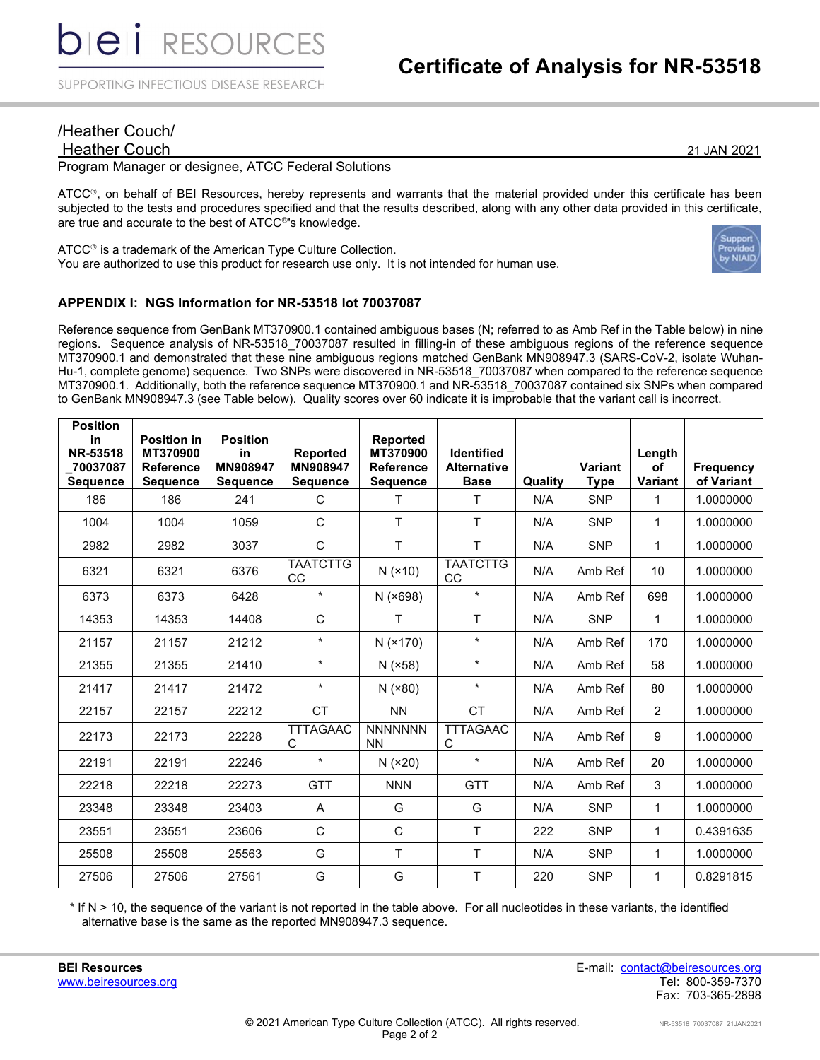/Heather Couch/
Heather Couch 21 JAN 2021
Program Manager or designee, ATCC Federal Solutions

ATCC®, on behalf of BEI Resources, hereby represents and warrants that the material provided under this certificate has been subjected to the tests and procedures specified and that the results described, along with any other data provided in this certificate, are true and accurate to the best of ATCC®'s knowledge.

ATCC® is a trademark of the American Type Culture Collection.
You are authorized to use this product for research use only. It is not intended for human use.

## APPENDIX I: NGS Information for NR-53518 lot 70037087

Reference sequence from GenBank MT370900.1 contained ambiguous bases (N; referred to as Amb Ref in the Table below) in nine regions. Sequence analysis of NR-53518_70037087 resulted in filling-in of these ambiguous regions of the reference sequence MT370900.1 and demonstrated that these nine ambiguous regions matched GenBank MN908947.3 (SARS-CoV-2, isolate Wuhan-Hu-1, complete genome) sequence. Two SNPs were discovered in NR-53518_70037087 when compared to the reference sequence MT370900.1. Additionally, both the reference sequence MT370900.1 and NR-53518_70037087 contained six SNPs when compared to GenBank MN908947.3 (see Table below). Quality scores over 60 indicate it is improbable that the variant call is incorrect.

| Position in NR-53518_70037087 Sequence | Position in MT370900 Reference Sequence | Position in MN908947 Sequence | Reported MN908947 Sequence | Reported MT370900 Reference Sequence | Identified Alternative Base | Quality | Variant Type | Length of Variant | Frequency of Variant |
|---|---|---|---|---|---|---|---|---|---|
| 186 | 186 | 241 | C | T | T | N/A | SNP | 1 | 1.0000000 |
| 1004 | 1004 | 1059 | C | T | T | N/A | SNP | 1 | 1.0000000 |
| 2982 | 2982 | 3037 | C | T | T | N/A | SNP | 1 | 1.0000000 |
| 6321 | 6321 | 6376 | TAATCTTGCC | N (×10) | TAATCTTGCC | N/A | Amb Ref | 10 | 1.0000000 |
| 6373 | 6373 | 6428 | * | N (×698) | * | N/A | Amb Ref | 698 | 1.0000000 |
| 14353 | 14353 | 14408 | C | T | T | N/A | SNP | 1 | 1.0000000 |
| 21157 | 21157 | 21212 | * | N (×170) | * | N/A | Amb Ref | 170 | 1.0000000 |
| 21355 | 21355 | 21410 | * | N (×58) | * | N/A | Amb Ref | 58 | 1.0000000 |
| 21417 | 21417 | 21472 | * | N (×80) | * | N/A | Amb Ref | 80 | 1.0000000 |
| 22157 | 22157 | 22212 | CT | NN | CT | N/A | Amb Ref | 2 | 1.0000000 |
| 22173 | 22173 | 22228 | TTTAGAACC | NNNNNNNNN | TTTAGAACC | N/A | Amb Ref | 9 | 1.0000000 |
| 22191 | 22191 | 22246 | * | N (×20) | * | N/A | Amb Ref | 20 | 1.0000000 |
| 22218 | 22218 | 22273 | GTT | NNN | GTT | N/A | Amb Ref | 3 | 1.0000000 |
| 23348 | 23348 | 23403 | A | G | G | N/A | SNP | 1 | 1.0000000 |
| 23551 | 23551 | 23606 | C | C | T | 222 | SNP | 1 | 0.4391635 |
| 25508 | 25508 | 25563 | G | T | T | N/A | SNP | 1 | 1.0000000 |
| 27506 | 27506 | 27561 | G | G | T | 220 | SNP | 1 | 0.8291815 |

\* If N > 10, the sequence of the variant is not reported in the table above. For all nucleotides in these variants, the identified alternative base is the same as the reported MN908947.3 sequence.

**BEI Resources**
www.beiresources.org

E-mail: contact@beiresources.org
Tel: 800-359-7370
Fax: 703-365-2898

© 2021 American Type Culture Collection (ATCC). All rights reserved.